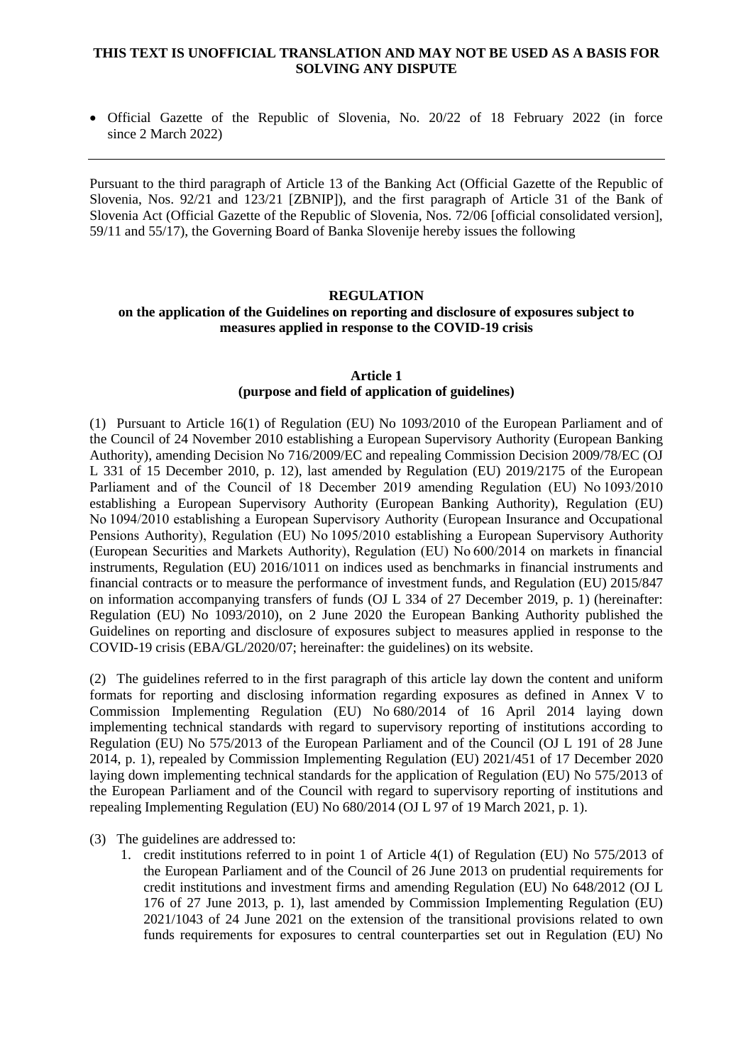**THIS TEXT IS UNOFFICIAL TRANSLATION AND MAY NOT BE USED AS A BASIS FOR SOLVING ANY DISPUTE**

- Official Gazette of the Republic of Slovenia, No. 20/22 of 18 February 2022 (in force since 2 March 2022)

---

Pursuant to the third paragraph of Article 13 of the Banking Act (Official Gazette of the Republic of Slovenia, Nos. 92/21 and 123/21 [ZBNIP]), and the first paragraph of Article 31 of the Bank of Slovenia Act (Official Gazette of the Republic of Slovenia, Nos. 72/06 [official consolidated version], 59/11 and 55/17), the Governing Board of Banka Slovenije hereby issues the following

**REGULATION**
**on the application of the Guidelines on reporting and disclosure of exposures subject to measures applied in response to the COVID-19 crisis**

**Article 1**
**(purpose and field of application of guidelines)**

(1) Pursuant to Article 16(1) of Regulation (EU) No 1093/2010 of the European Parliament and of the Council of 24 November 2010 establishing a European Supervisory Authority (European Banking Authority), amending Decision No 716/2009/EC and repealing Commission Decision 2009/78/EC (OJ L 331 of 15 December 2010, p. 12), last amended by Regulation (EU) 2019/2175 of the European Parliament and of the Council of 18 December 2019 amending Regulation (EU) No 1093/2010 establishing a European Supervisory Authority (European Banking Authority), Regulation (EU) No 1094/2010 establishing a European Supervisory Authority (European Insurance and Occupational Pensions Authority), Regulation (EU) No 1095/2010 establishing a European Supervisory Authority (European Securities and Markets Authority), Regulation (EU) No 600/2014 on markets in financial instruments, Regulation (EU) 2016/1011 on indices used as benchmarks in financial instruments and financial contracts or to measure the performance of investment funds, and Regulation (EU) 2015/847 on information accompanying transfers of funds (OJ L 334 of 27 December 2019, p. 1) (hereinafter: Regulation (EU) No 1093/2010), on 2 June 2020 the European Banking Authority published the Guidelines on reporting and disclosure of exposures subject to measures applied in response to the COVID-19 crisis (EBA/GL/2020/07; hereinafter: the guidelines) on its website.

(2) The guidelines referred to in the first paragraph of this article lay down the content and uniform formats for reporting and disclosing information regarding exposures as defined in Annex V to Commission Implementing Regulation (EU) No 680/2014 of 16 April 2014 laying down implementing technical standards with regard to supervisory reporting of institutions according to Regulation (EU) No 575/2013 of the European Parliament and of the Council (OJ L 191 of 28 June 2014, p. 1), repealed by Commission Implementing Regulation (EU) 2021/451 of 17 December 2020 laying down implementing technical standards for the application of Regulation (EU) No 575/2013 of the European Parliament and of the Council with regard to supervisory reporting of institutions and repealing Implementing Regulation (EU) No 680/2014 (OJ L 97 of 19 March 2021, p. 1).

(3) The guidelines are addressed to:

1. credit institutions referred to in point 1 of Article 4(1) of Regulation (EU) No 575/2013 of the European Parliament and of the Council of 26 June 2013 on prudential requirements for credit institutions and investment firms and amending Regulation (EU) No 648/2012 (OJ L 176 of 27 June 2013, p. 1), last amended by Commission Implementing Regulation (EU) 2021/1043 of 24 June 2021 on the extension of the transitional provisions related to own funds requirements for exposures to central counterparties set out in Regulation (EU) No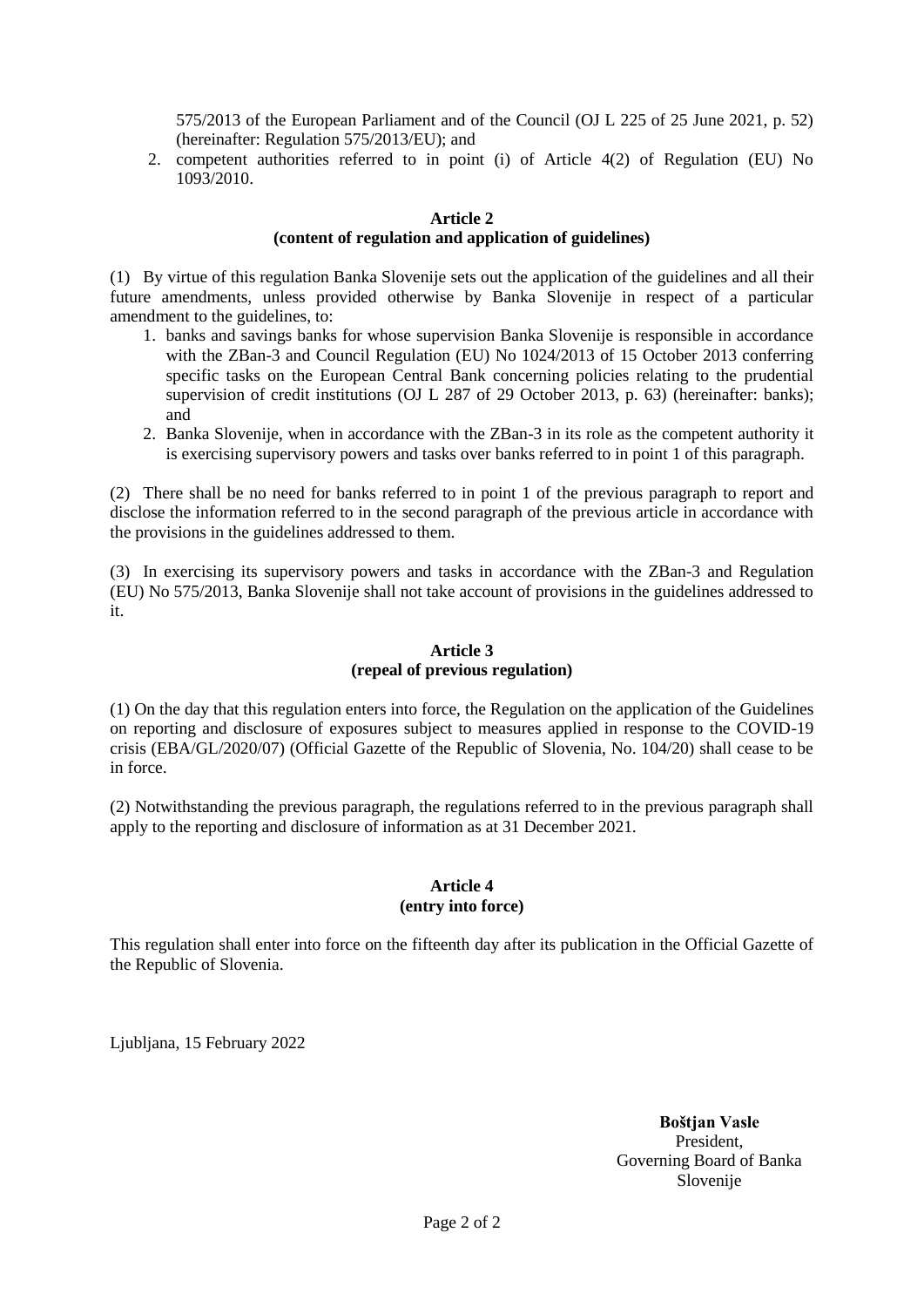575/2013 of the European Parliament and of the Council (OJ L 225 of 25 June 2021, p. 52) (hereinafter: Regulation 575/2013/EU); and
2. competent authorities referred to in point (i) of Article 4(2) of Regulation (EU) No 1093/2010.

**Article 2**
**(content of regulation and application of guidelines)**

(1) By virtue of this regulation Banka Slovenije sets out the application of the guidelines and all their future amendments, unless provided otherwise by Banka Slovenije in respect of a particular amendment to the guidelines, to:

1. banks and savings banks for whose supervision Banka Slovenije is responsible in accordance with the ZBan-3 and Council Regulation (EU) No 1024/2013 of 15 October 2013 conferring specific tasks on the European Central Bank concerning policies relating to the prudential supervision of credit institutions (OJ L 287 of 29 October 2013, p. 63) (hereinafter: banks); and
2. Banka Slovenije, when in accordance with the ZBan-3 in its role as the competent authority it is exercising supervisory powers and tasks over banks referred to in point 1 of this paragraph.

(2) There shall be no need for banks referred to in point 1 of the previous paragraph to report and disclose the information referred to in the second paragraph of the previous article in accordance with the provisions in the guidelines addressed to them.

(3) In exercising its supervisory powers and tasks in accordance with the ZBan-3 and Regulation (EU) No 575/2013, Banka Slovenije shall not take account of provisions in the guidelines addressed to it.

**Article 3**
**(repeal of previous regulation)**

(1) On the day that this regulation enters into force, the Regulation on the application of the Guidelines on reporting and disclosure of exposures subject to measures applied in response to the COVID-19 crisis (EBA/GL/2020/07) (Official Gazette of the Republic of Slovenia, No. 104/20) shall cease to be in force.

(2) Notwithstanding the previous paragraph, the regulations referred to in the previous paragraph shall apply to the reporting and disclosure of information as at 31 December 2021.

**Article 4**
**(entry into force)**

This regulation shall enter into force on the fifteenth day after its publication in the Official Gazette of the Republic of Slovenia.

Ljubljana, 15 February 2022

**Boštjan Vasle**
President,
Governing Board of Banka Slovenije